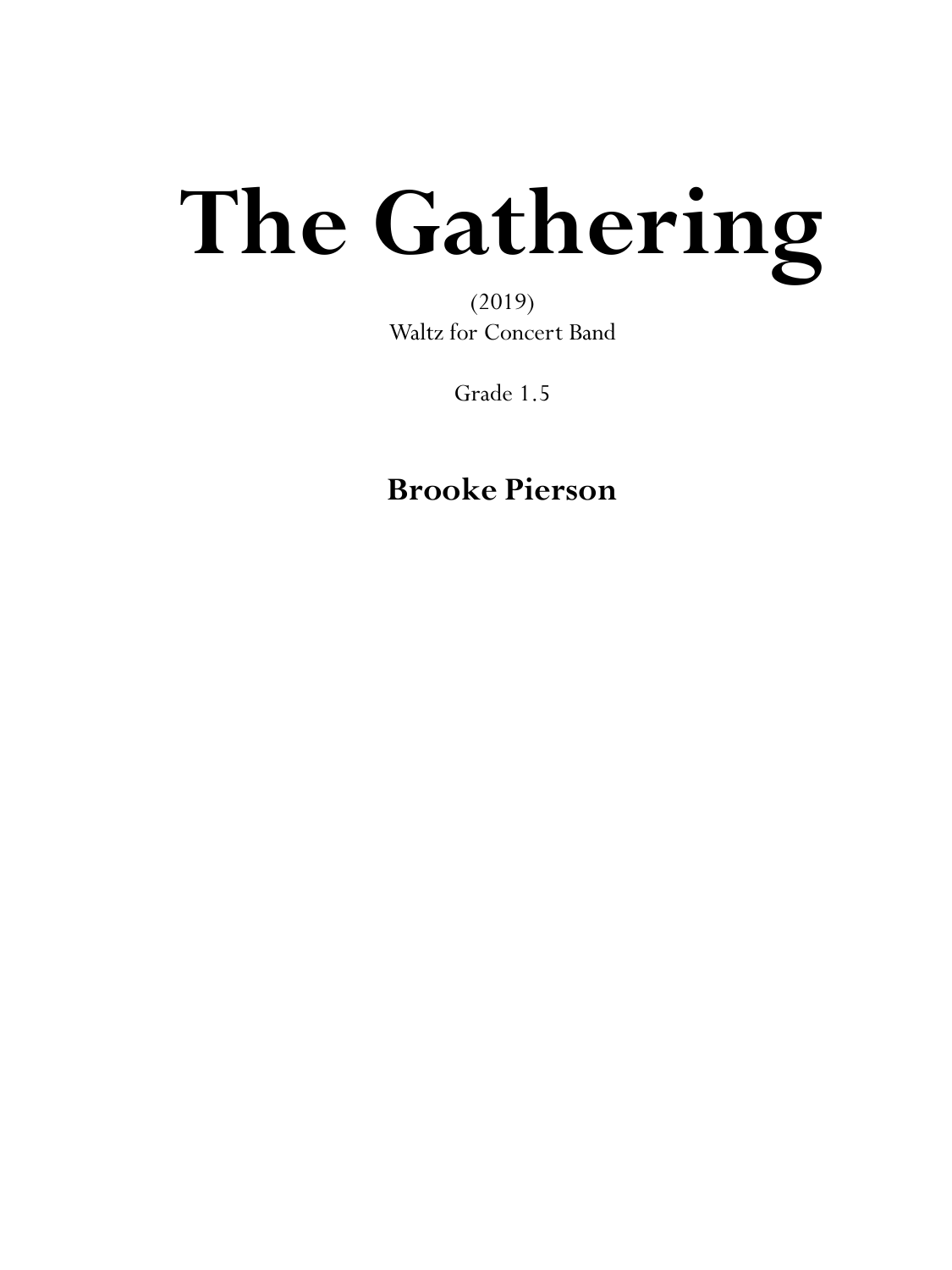# The Gathering

(2019)
Waltz for Concert Band

Grade 1.5

**Brooke Pierson**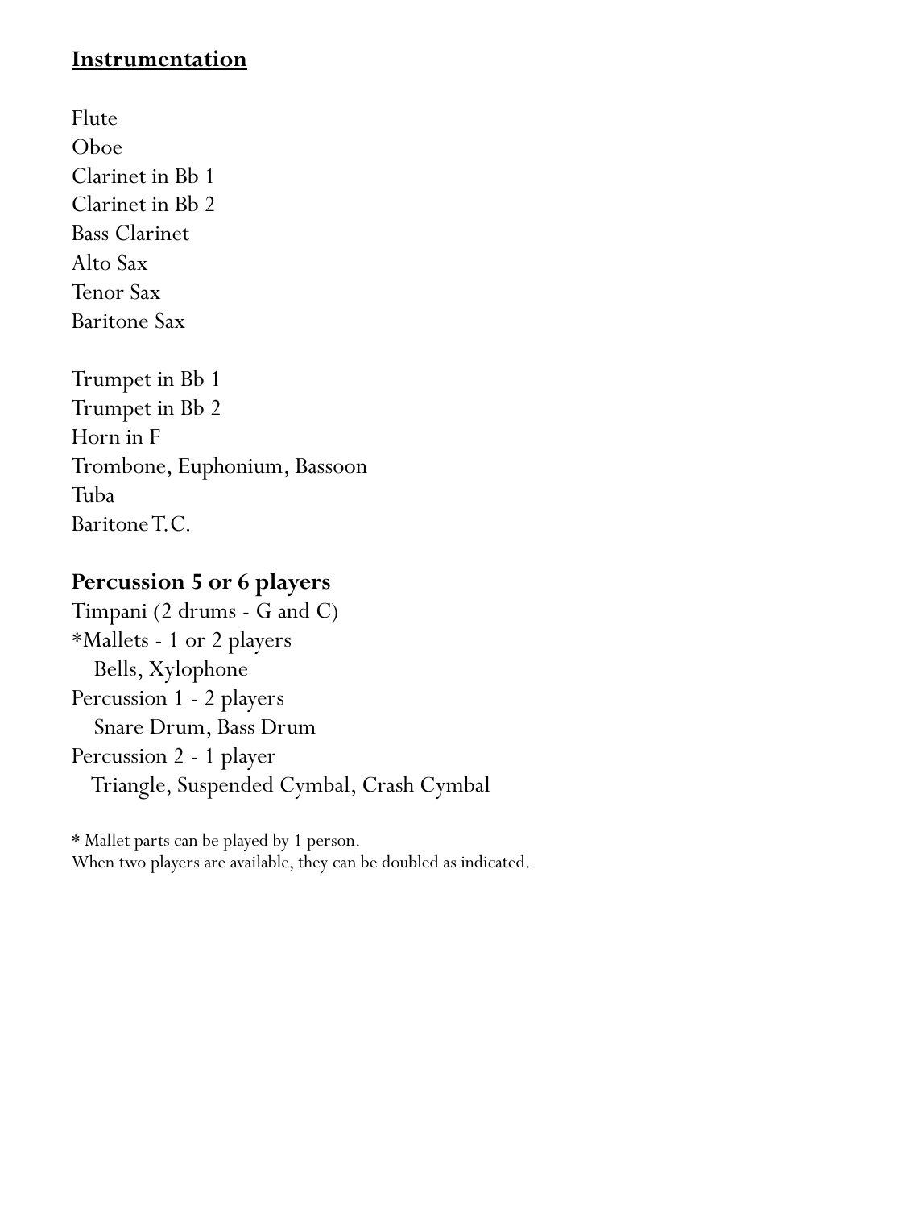## Instrumentation

Flute
Oboe
Clarinet in Bb 1
Clarinet in Bb 2
Bass Clarinet
Alto Sax
Tenor Sax
Baritone Sax

Trumpet in Bb 1
Trumpet in Bb 2
Horn in F
Trombone, Euphonium, Bassoon
Tuba
Baritone T.C.

**Percussion 5 or 6 players**
Timpani (2 drums - G and C)
*Mallets - 1 or 2 players
   Bells, Xylophone
Percussion 1 - 2 players
   Snare Drum, Bass Drum
Percussion 2 - 1 player
   Triangle, Suspended Cymbal, Crash Cymbal

* Mallet parts can be played by 1 person.
When two players are available, they can be doubled as indicated.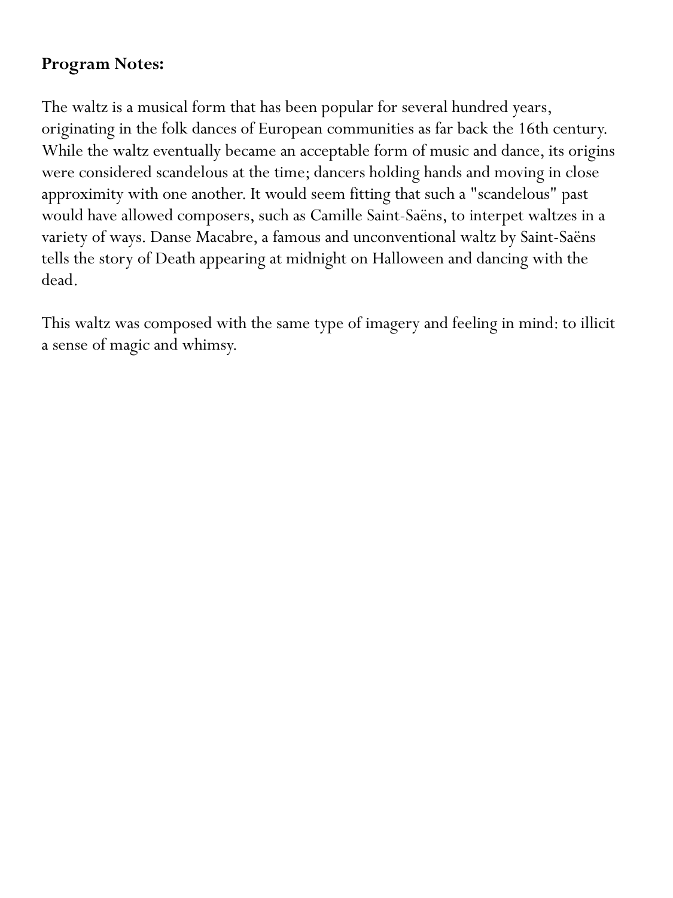**Program Notes:**

The waltz is a musical form that has been popular for several hundred years, originating in the folk dances of European communities as far back the 16th century. While the waltz eventually became an acceptable form of music and dance, its origins were considered scandelous at the time; dancers holding hands and moving in close approximity with one another. It would seem fitting that such a "scandelous" past would have allowed composers, such as Camille Saint-Saëns, to interpet waltzes in a variety of ways. Danse Macabre, a famous and unconventional waltz by Saint-Saëns tells the story of Death appearing at midnight on Halloween and dancing with the dead.

This waltz was composed with the same type of imagery and feeling in mind: to illicit a sense of magic and whimsy.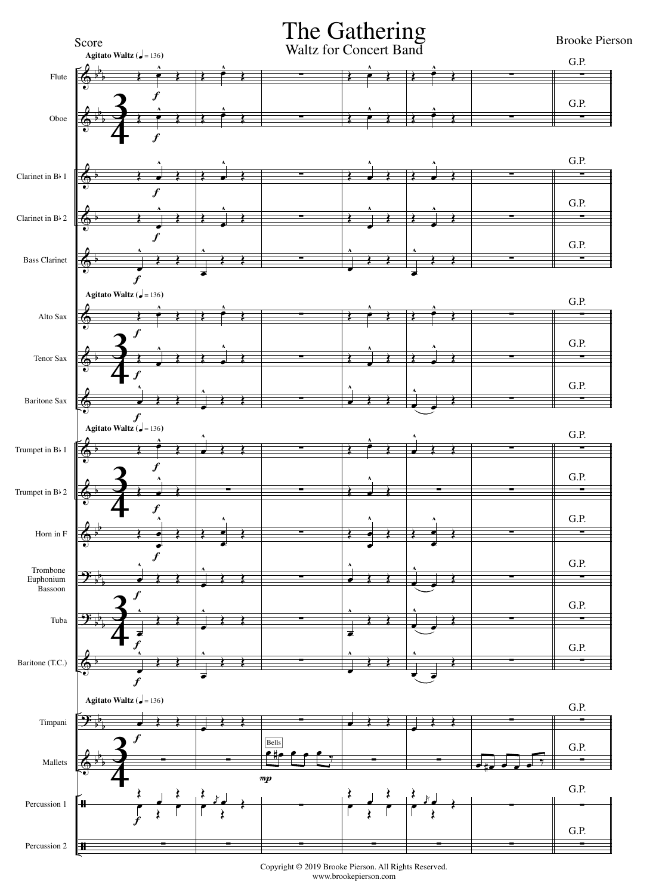# The Gathering

## Waltz for Concert Band

Score

Brooke Pierson

Agitato Waltz (♩ = 136)

Flute

Oboe

Clarinet in B♭ 1

Clarinet in B♭ 2

Bass Clarinet

Alto Sax

Tenor Sax

Baritone Sax

Trumpet in B♭ 1

Trumpet in B♭ 2

Horn in F

Trombone
Euphonium
Bassoon

Tuba

Baritone (T.C.)

Timpani

Mallets

Bells

Percussion 1

Percussion 2

G.P.

Copyright © 2019 Brooke Pierson. All Rights Reserved.
www.brookepierson.com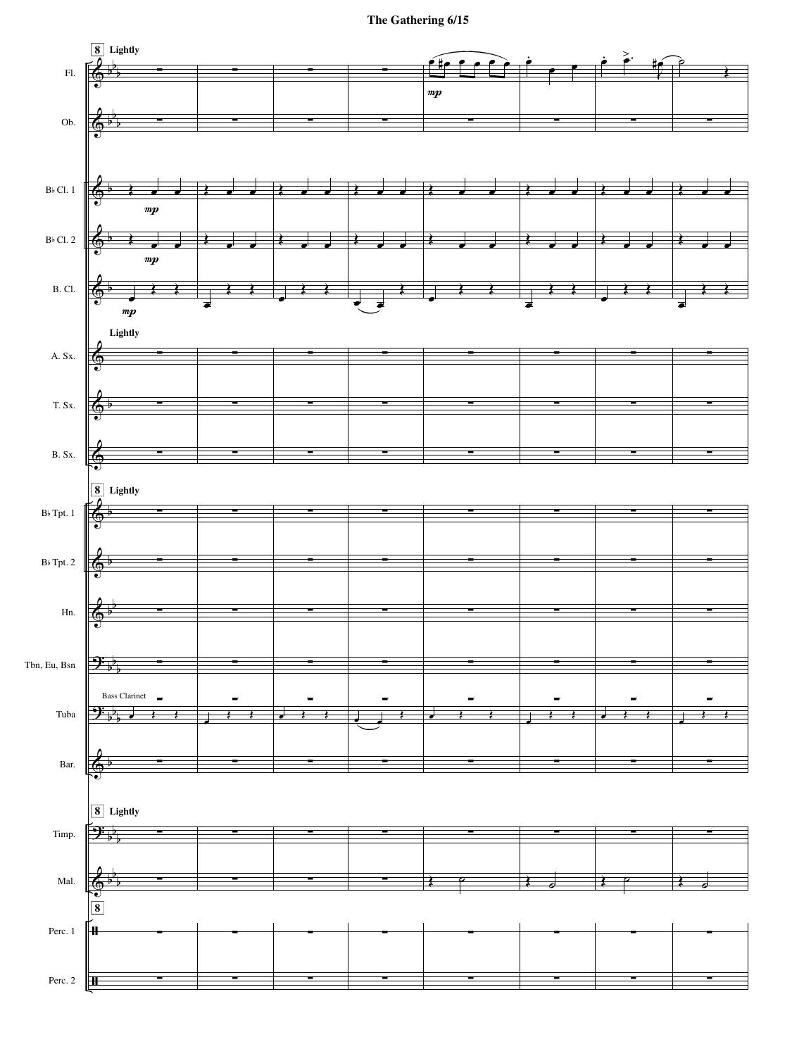**The Gathering**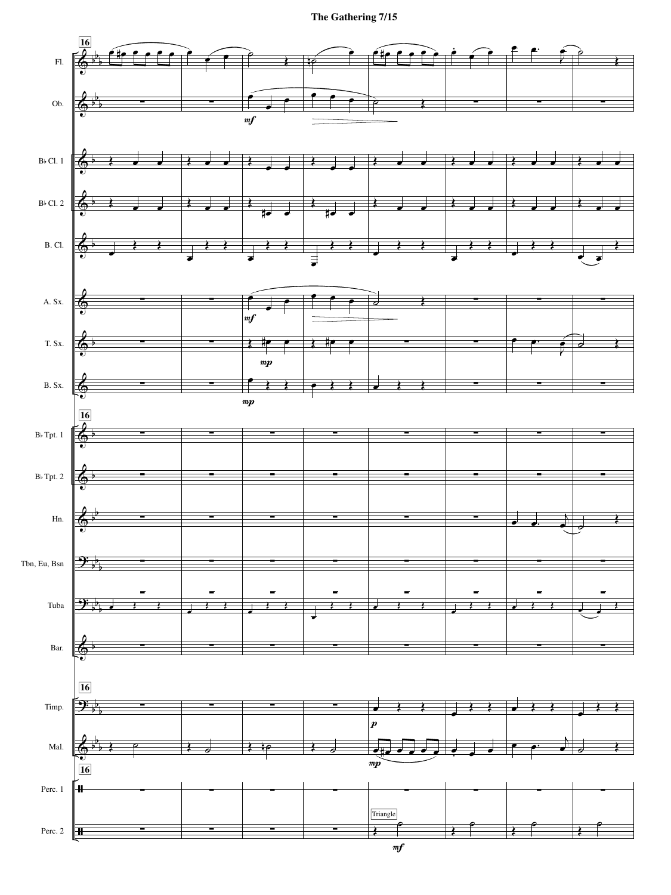# The Gathering 7/15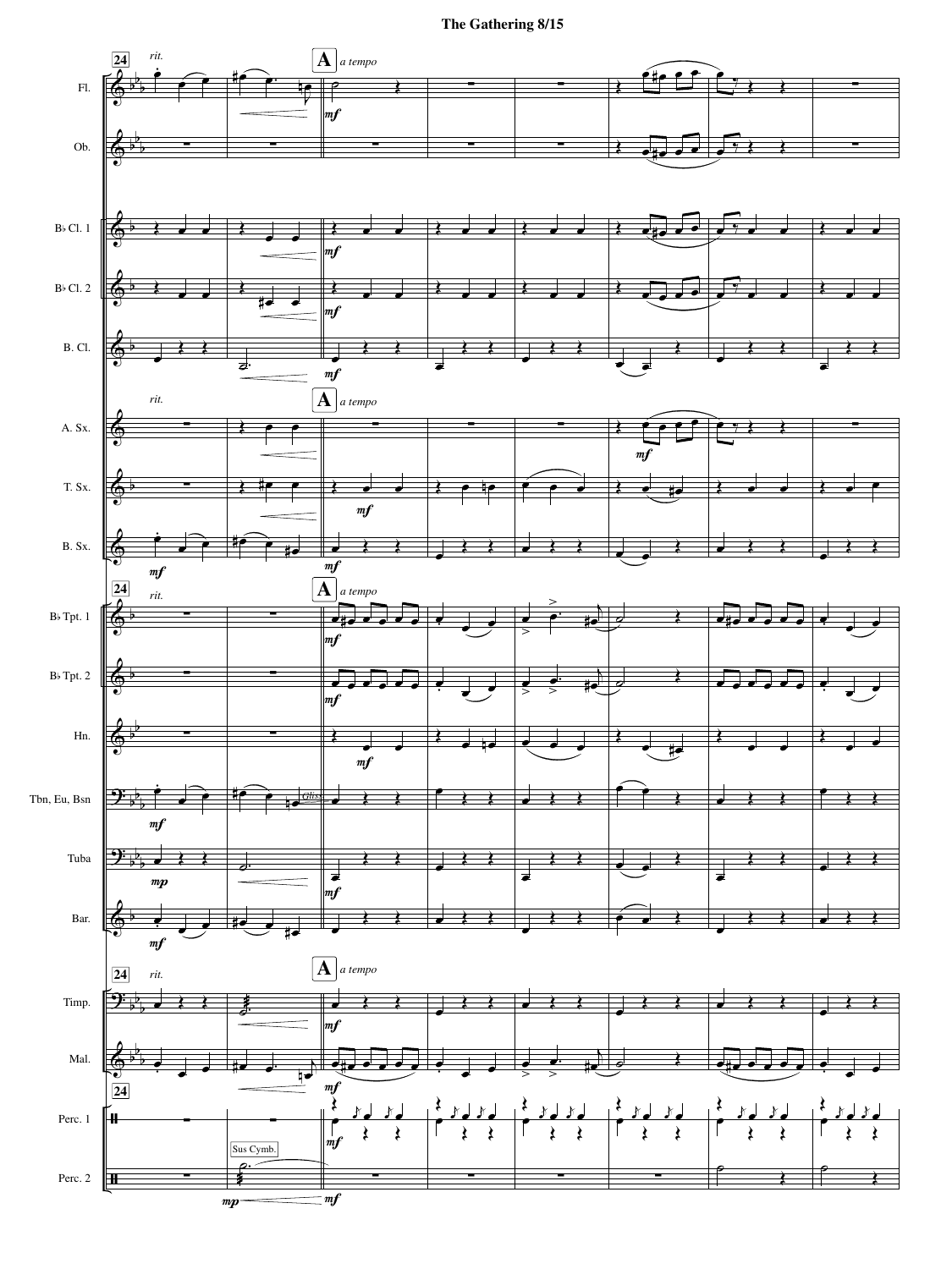# The Gathering 8/15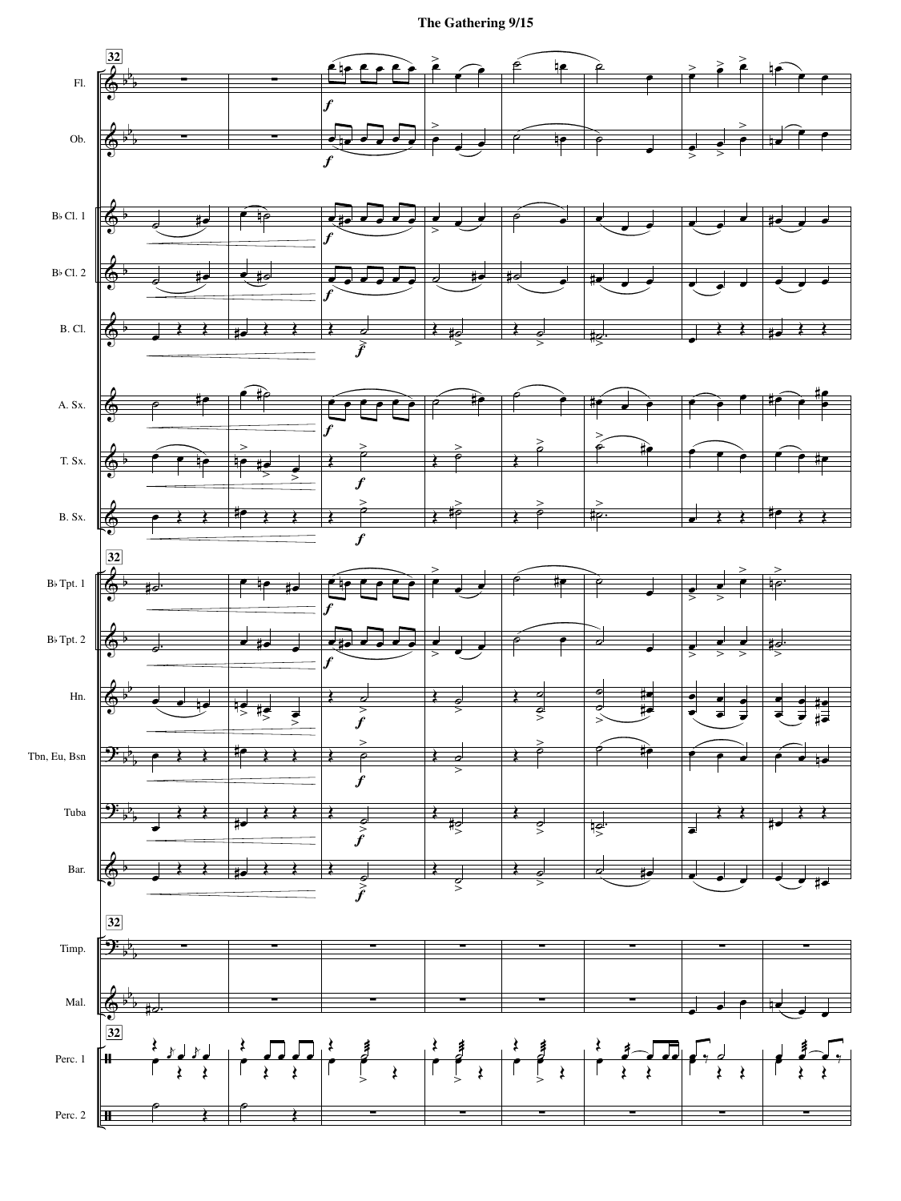# The Gathering 9/15

32

Fl.

Ob.

B♭ Cl. 1

B♭ Cl. 2

B. Cl.

A. Sx.

T. Sx.

B. Sx.

B♭ Tpt. 1

B♭ Tpt. 2

Hn.

Tbn, Eu, Bsn

Tuba

Bar.

Timp.

Mal.

Perc. 1

Perc. 2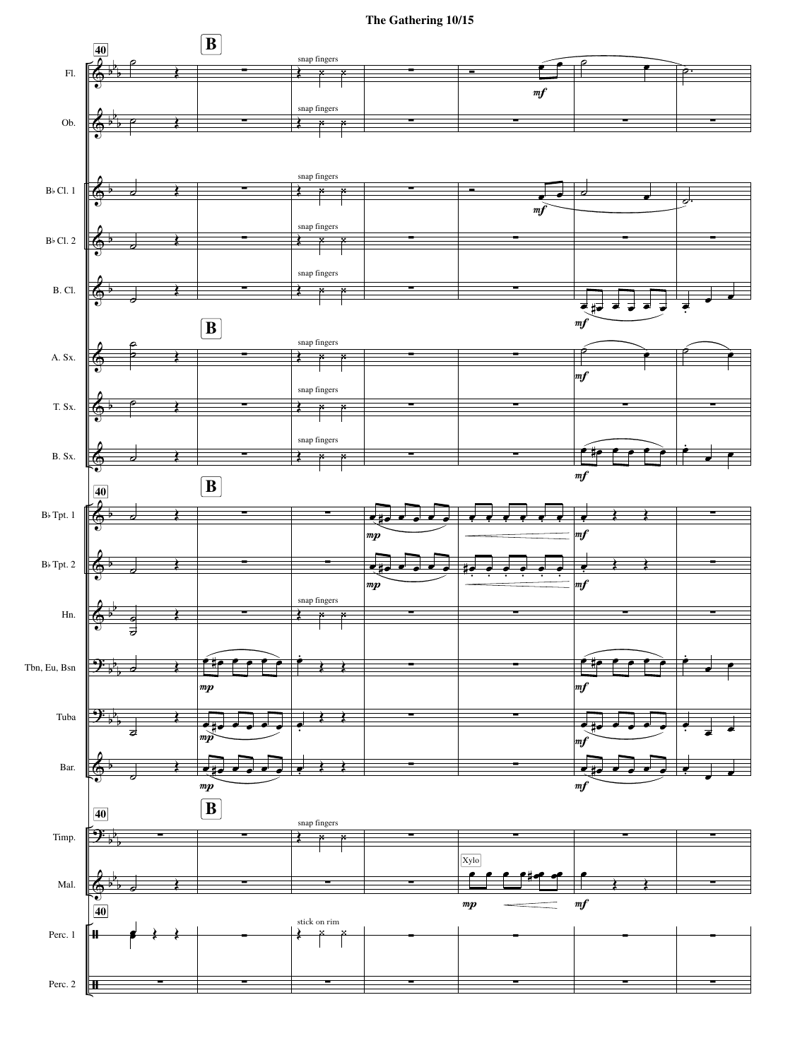**40** **B**

Fl. — snap fingers — *mf*

Ob. — snap fingers

B♭ Cl. 1 — snap fingers — *mf*

B♭ Cl. 2 — snap fingers

B. Cl. — snap fingers — *mf*

A. Sx. — snap fingers — *mf*

T. Sx. — snap fingers

B. Sx. — snap fingers — *mf*

B♭ Tpt. 1 — *mp* — *mf*

B♭ Tpt. 2 — *mp* — *mf*

Hn. — snap fingers

Tbn, Eu, Bsn — *mp* — *mf*

Tuba — *mp* — *mf*

Bar. — *mp* — *mf*

Timp. — snap fingers

Mal. — Xylo — *mp* — *mf*

Perc. 1 — stick on rim

Perc. 2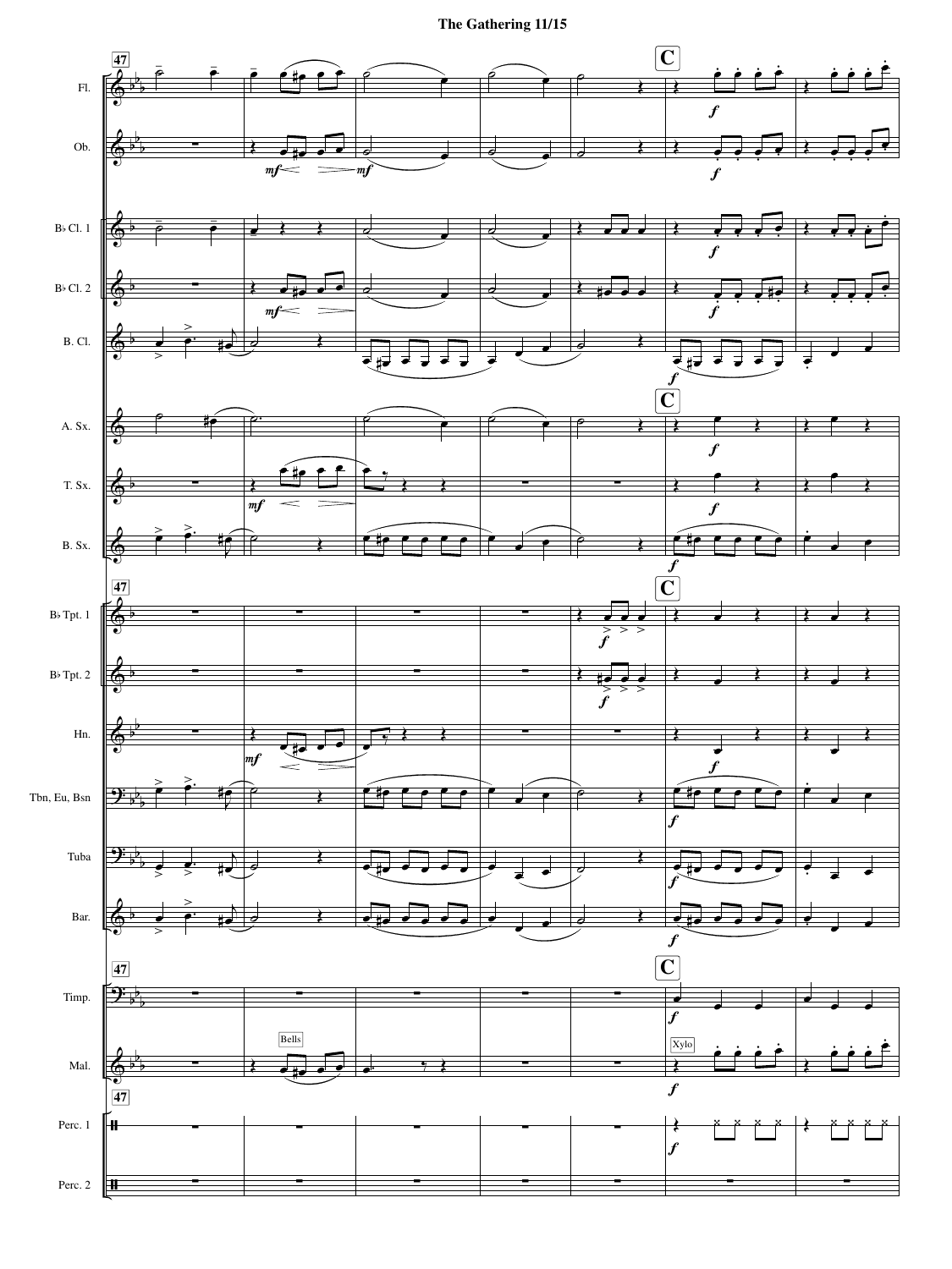# The Gathering 11/15

47

C

Fl.

Ob.

B♭ Cl. 1

B♭ Cl. 2

B. Cl.

A. Sx.

T. Sx.

B. Sx.

B♭ Tpt. 1

B♭ Tpt. 2

Hn.

Tbn, Eu, Bsn

Tuba

Bar.

Timp.

Mal.

Bells

Xylo

Perc. 1

Perc. 2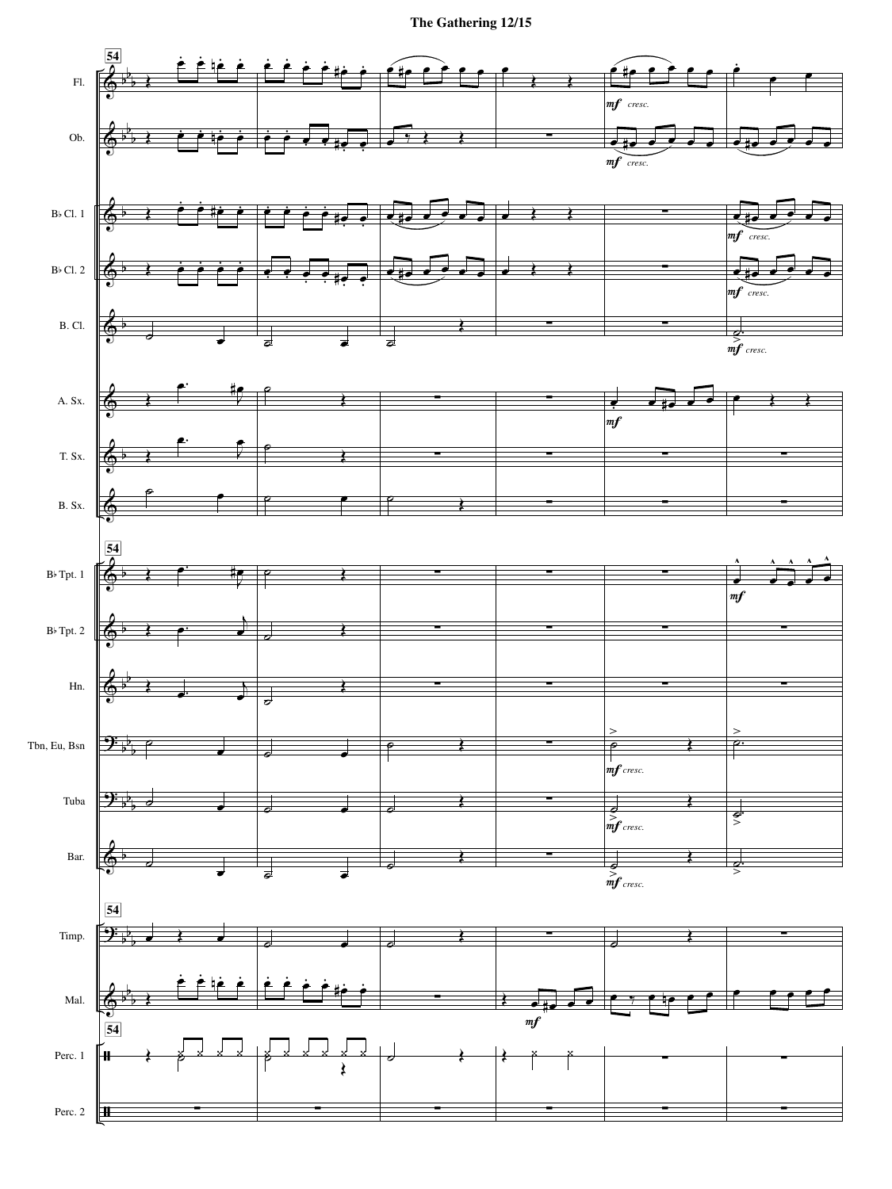# The Gathering 12/15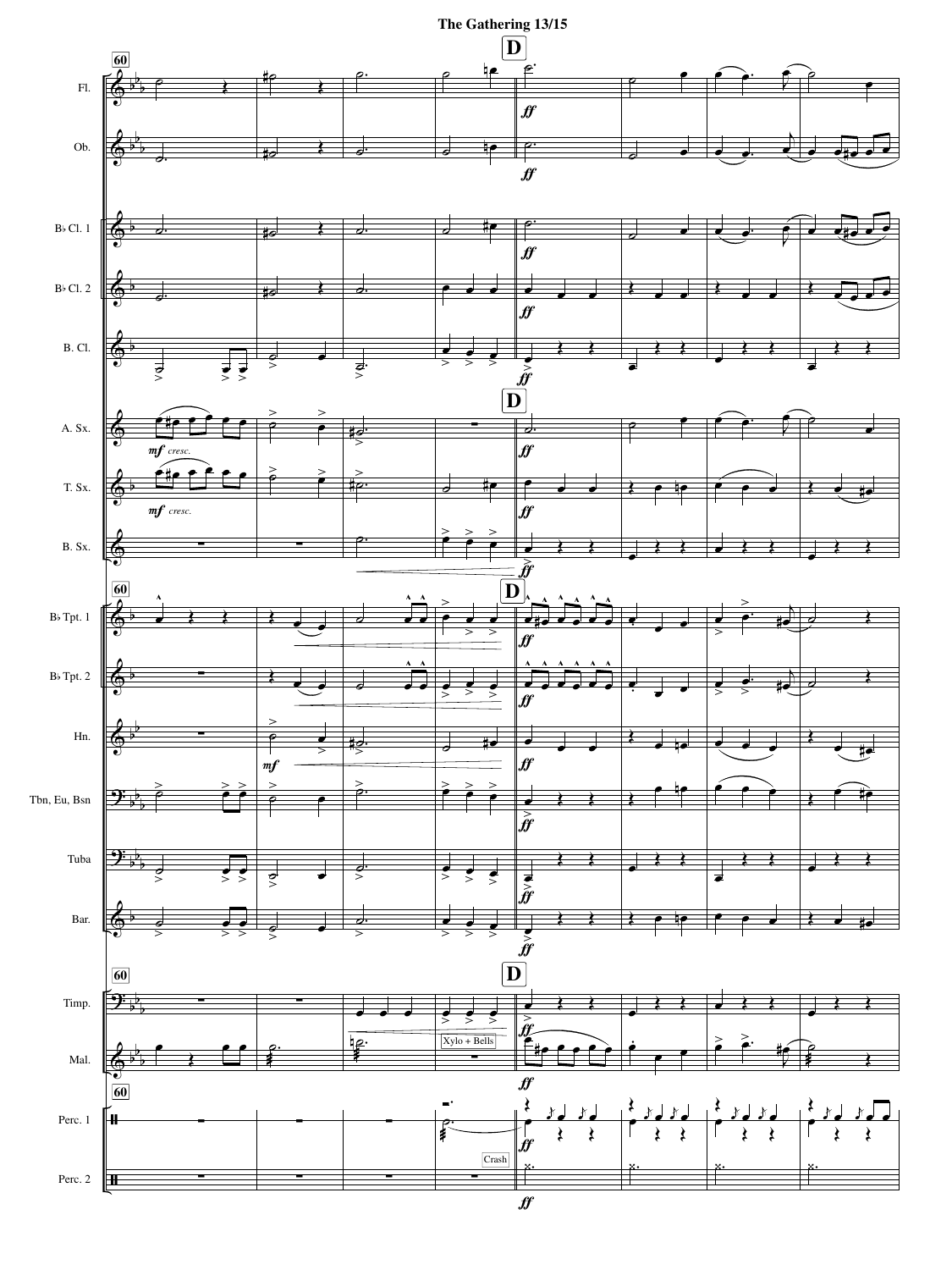# The Gathering 13/15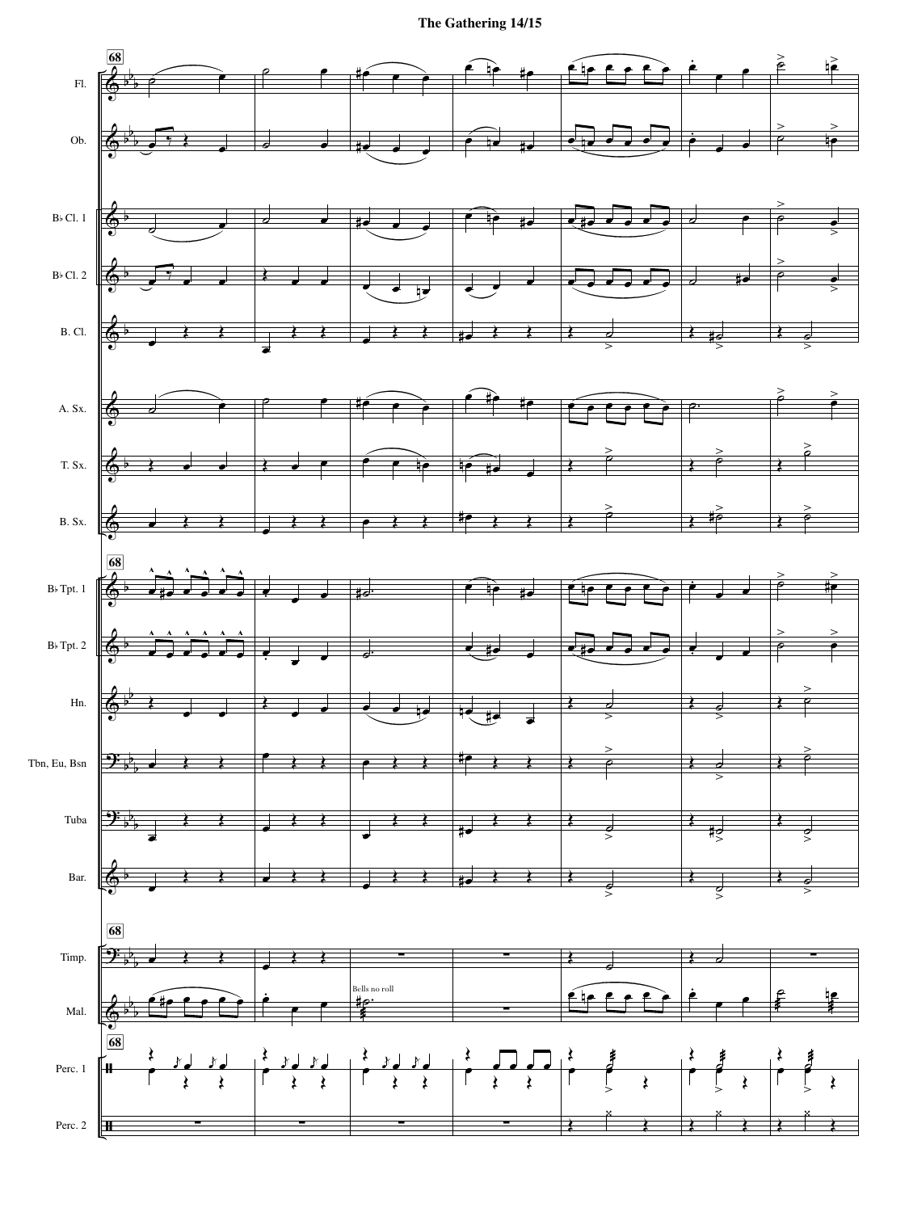# The Gathering

68

Fl.

Ob.

B♭ Cl. 1

B♭ Cl. 2

B. Cl.

A. Sx.

T. Sx.

B. Sx.

B♭ Tpt. 1

B♭ Tpt. 2

Hn.

Tbn, Eu, Bsn

Tuba

Bar.

Timp.

Mal.

Bells no roll

Perc. 1

Perc. 2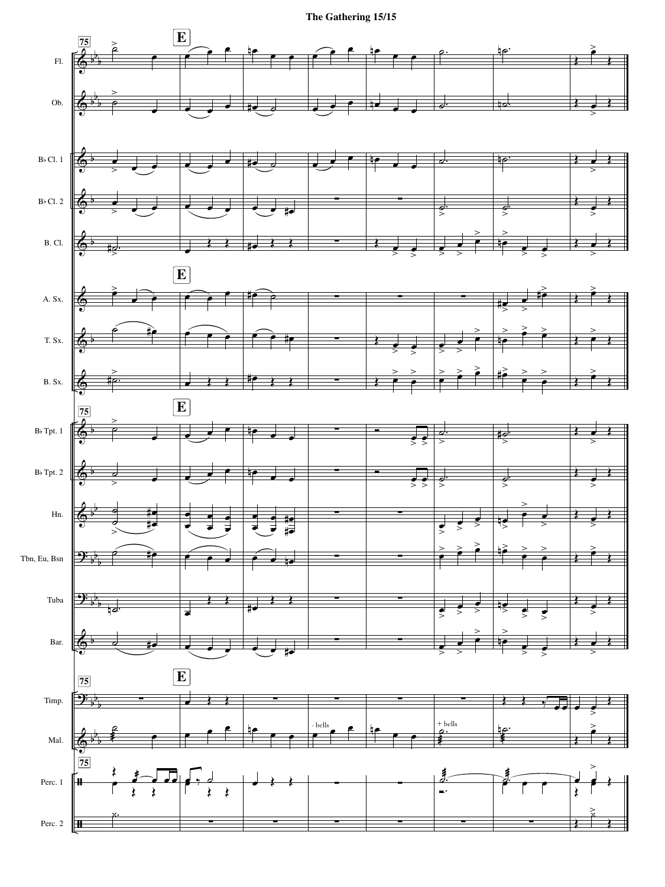# The Gathering 15/15

75

E

Fl.

Ob.

B♭ Cl. 1

B♭ Cl. 2

B. Cl.

A. Sx.

T. Sx.

B. Sx.

B♭ Tpt. 1

B♭ Tpt. 2

Hn.

Tbn, Eu, Bsn

Tuba

Bar.

Timp.

Mal.

- bells

+ bells

Perc. 1

Perc. 2